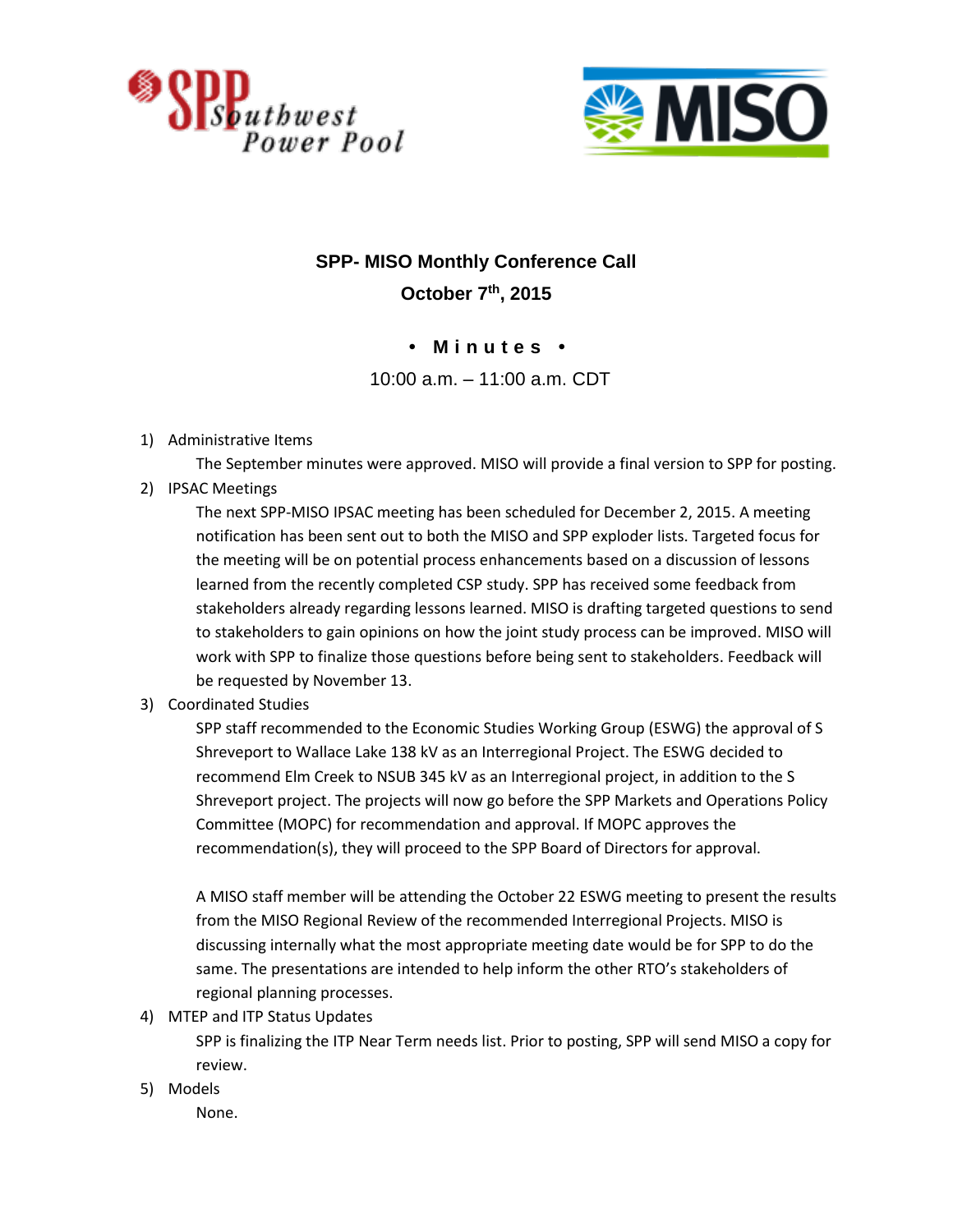**SPP- MISO Monthly Conference Call**

**October 7th, 2015**

**• Minutes •**

10:00 a.m. – 11:00 a.m. CDT

1) Administrative Items

   The September minutes were approved. MISO will provide a final version to SPP for posting.

2) IPSAC Meetings

   The next SPP-MISO IPSAC meeting has been scheduled for December 2, 2015. A meeting notification has been sent out to both the MISO and SPP exploder lists. Targeted focus for the meeting will be on potential process enhancements based on a discussion of lessons learned from the recently completed CSP study. SPP has received some feedback from stakeholders already regarding lessons learned. MISO is drafting targeted questions to send to stakeholders to gain opinions on how the joint study process can be improved. MISO will work with SPP to finalize those questions before being sent to stakeholders. Feedback will be requested by November 13.

3) Coordinated Studies

   SPP staff recommended to the Economic Studies Working Group (ESWG) the approval of S Shreveport to Wallace Lake 138 kV as an Interregional Project. The ESWG decided to recommend Elm Creek to NSUB 345 kV as an Interregional project, in addition to the S Shreveport project. The projects will now go before the SPP Markets and Operations Policy Committee (MOPC) for recommendation and approval. If MOPC approves the recommendation(s), they will proceed to the SPP Board of Directors for approval.

   A MISO staff member will be attending the October 22 ESWG meeting to present the results from the MISO Regional Review of the recommended Interregional Projects. MISO is discussing internally what the most appropriate meeting date would be for SPP to do the same. The presentations are intended to help inform the other RTO's stakeholders of regional planning processes.

4) MTEP and ITP Status Updates

   SPP is finalizing the ITP Near Term needs list. Prior to posting, SPP will send MISO a copy for review.

5) Models

   None.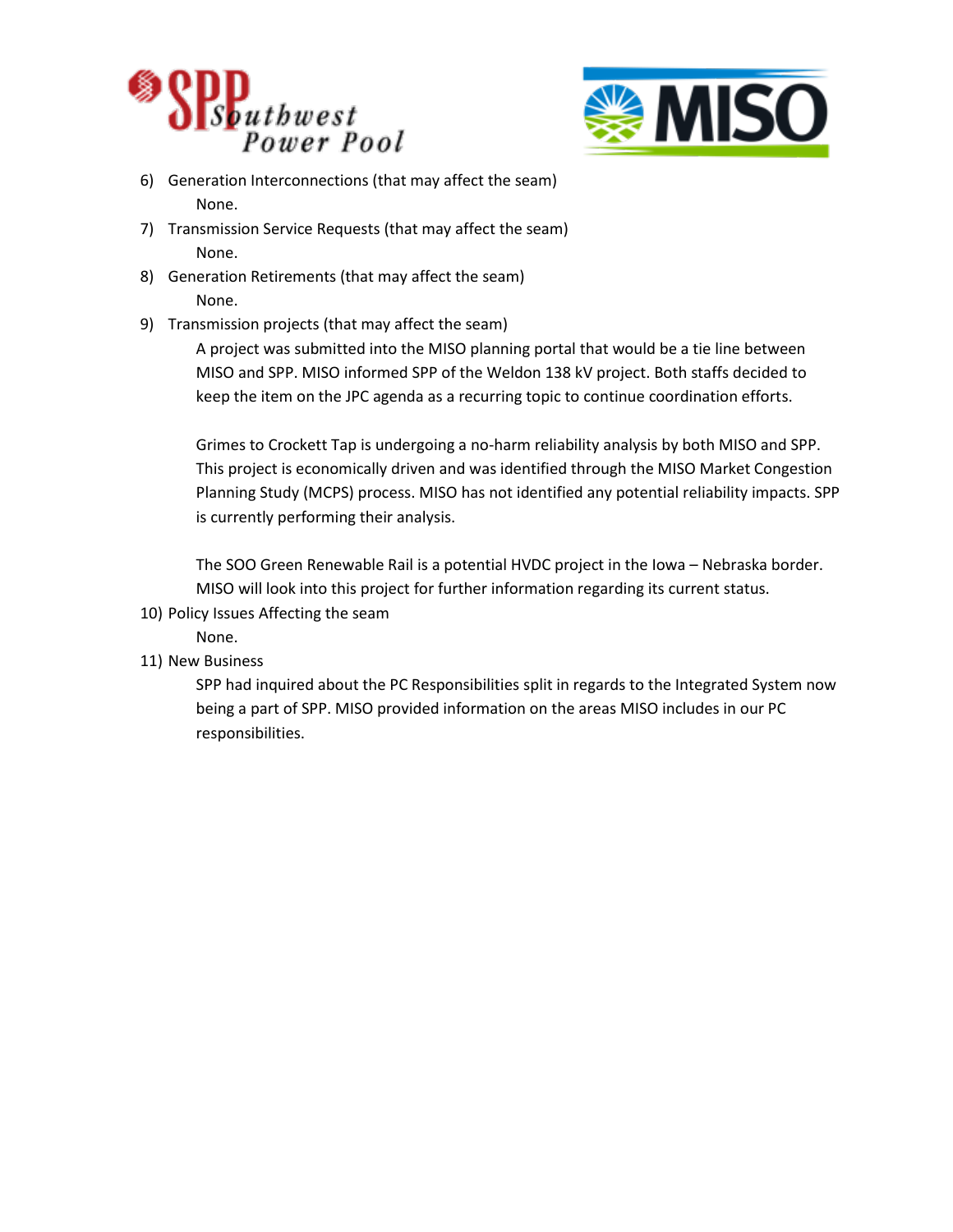6) Generation Interconnections (that may affect the seam)

    None.

7) Transmission Service Requests (that may affect the seam)

    None.

8) Generation Retirements (that may affect the seam)

    None.

9) Transmission projects (that may affect the seam)

    A project was submitted into the MISO planning portal that would be a tie line between MISO and SPP. MISO informed SPP of the Weldon 138 kV project. Both staffs decided to keep the item on the JPC agenda as a recurring topic to continue coordination efforts.

    Grimes to Crockett Tap is undergoing a no-harm reliability analysis by both MISO and SPP. This project is economically driven and was identified through the MISO Market Congestion Planning Study (MCPS) process. MISO has not identified any potential reliability impacts. SPP is currently performing their analysis.

    The SOO Green Renewable Rail is a potential HVDC project in the Iowa – Nebraska border. MISO will look into this project for further information regarding its current status.

10) Policy Issues Affecting the seam

    None.

11) New Business

    SPP had inquired about the PC Responsibilities split in regards to the Integrated System now being a part of SPP. MISO provided information on the areas MISO includes in our PC responsibilities.